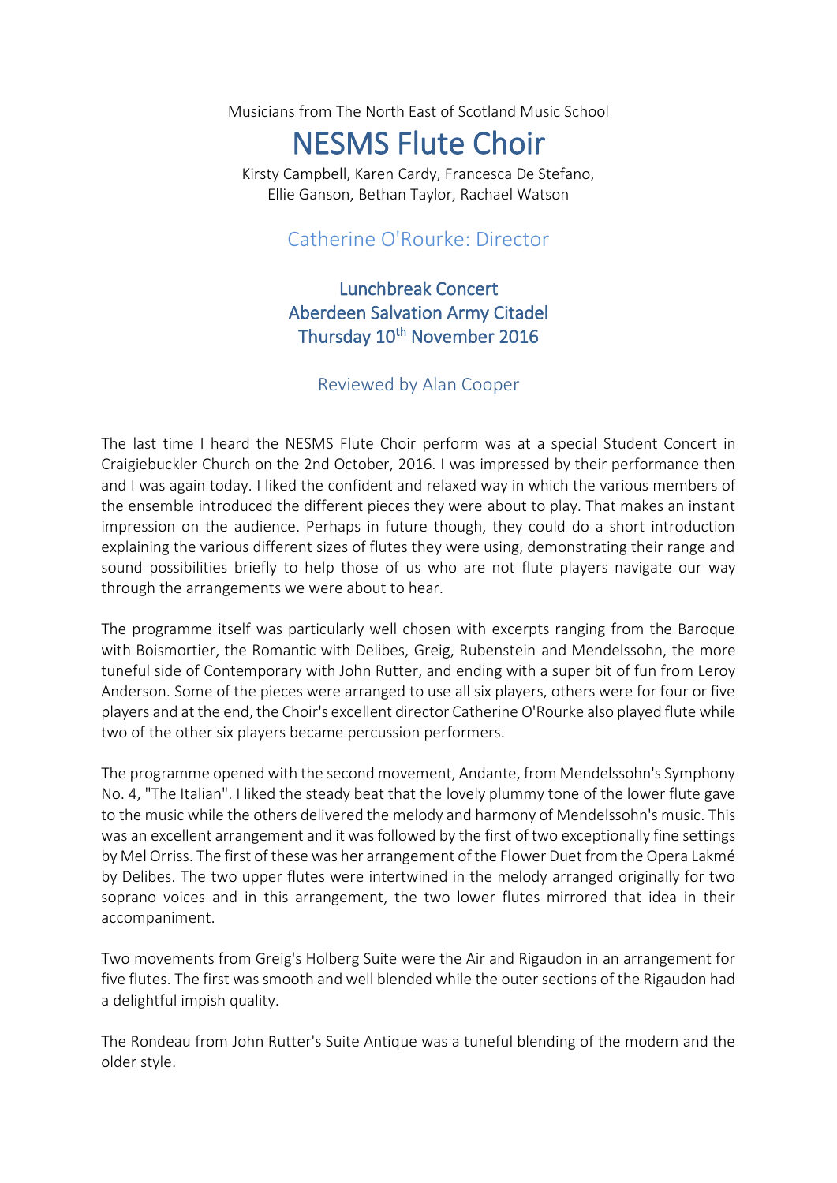Musicians from The North East of Scotland Music School

# NESMS Flute Choir

Kirsty Campbell, Karen Cardy, Francesca De Stefano,
Ellie Ganson, Bethan Taylor, Rachael Watson

## Catherine O'Rourke: Director

### Lunchbreak Concert
### Aberdeen Salvation Army Citadel
### Thursday 10th November 2016

Reviewed by Alan Cooper

The last time I heard the NESMS Flute Choir perform was at a special Student Concert in Craigiebuckler Church on the 2nd October, 2016. I was impressed by their performance then and I was again today. I liked the confident and relaxed way in which the various members of the ensemble introduced the different pieces they were about to play. That makes an instant impression on the audience. Perhaps in future though, they could do a short introduction explaining the various different sizes of flutes they were using, demonstrating their range and sound possibilities briefly to help those of us who are not flute players navigate our way through the arrangements we were about to hear.

The programme itself was particularly well chosen with excerpts ranging from the Baroque with Boismortier, the Romantic with Delibes, Greig, Rubenstein and Mendelssohn, the more tuneful side of Contemporary with John Rutter, and ending with a super bit of fun from Leroy Anderson. Some of the pieces were arranged to use all six players, others were for four or five players and at the end, the Choir's excellent director Catherine O'Rourke also played flute while two of the other six players became percussion performers.

The programme opened with the second movement, Andante, from Mendelssohn's Symphony No. 4, "The Italian". I liked the steady beat that the lovely plummy tone of the lower flute gave to the music while the others delivered the melody and harmony of Mendelssohn's music. This was an excellent arrangement and it was followed by the first of two exceptionally fine settings by Mel Orriss. The first of these was her arrangement of the Flower Duet from the Opera Lakmé by Delibes. The two upper flutes were intertwined in the melody arranged originally for two soprano voices and in this arrangement, the two lower flutes mirrored that idea in their accompaniment.

Two movements from Greig's Holberg Suite were the Air and Rigaudon in an arrangement for five flutes. The first was smooth and well blended while the outer sections of the Rigaudon had a delightful impish quality.

The Rondeau from John Rutter's Suite Antique was a tuneful blending of the modern and the older style.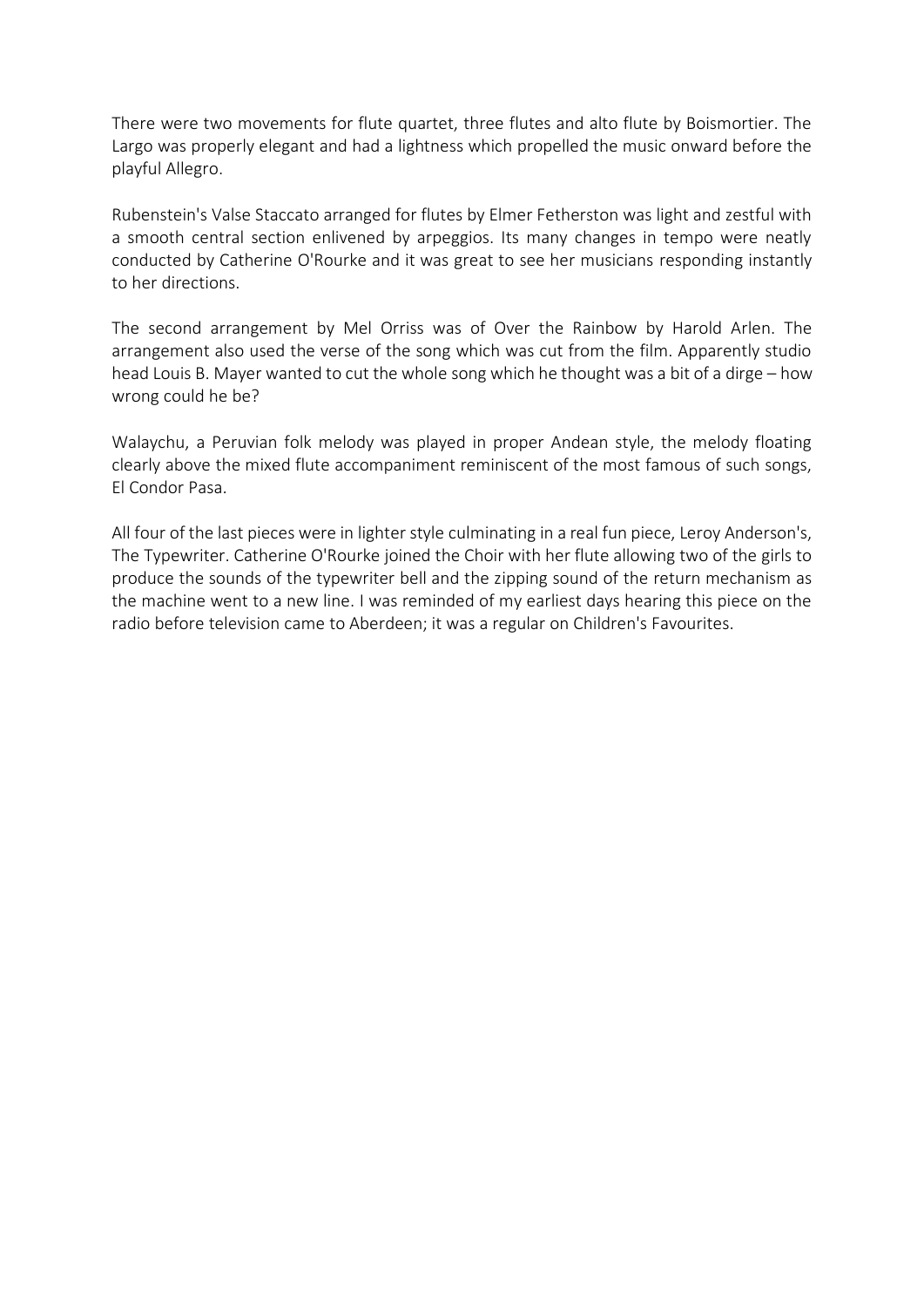There were two movements for flute quartet, three flutes and alto flute by Boismortier. The Largo was properly elegant and had a lightness which propelled the music onward before the playful Allegro.

Rubenstein's Valse Staccato arranged for flutes by Elmer Fetherston was light and zestful with a smooth central section enlivened by arpeggios. Its many changes in tempo were neatly conducted by Catherine O'Rourke and it was great to see her musicians responding instantly to her directions.

The second arrangement by Mel Orriss was of Over the Rainbow by Harold Arlen. The arrangement also used the verse of the song which was cut from the film. Apparently studio head Louis B. Mayer wanted to cut the whole song which he thought was a bit of a dirge – how wrong could he be?

Walaychu, a Peruvian folk melody was played in proper Andean style, the melody floating clearly above the mixed flute accompaniment reminiscent of the most famous of such songs, El Condor Pasa.

All four of the last pieces were in lighter style culminating in a real fun piece, Leroy Anderson's, The Typewriter. Catherine O'Rourke joined the Choir with her flute allowing two of the girls to produce the sounds of the typewriter bell and the zipping sound of the return mechanism as the machine went to a new line. I was reminded of my earliest days hearing this piece on the radio before television came to Aberdeen; it was a regular on Children's Favourites.